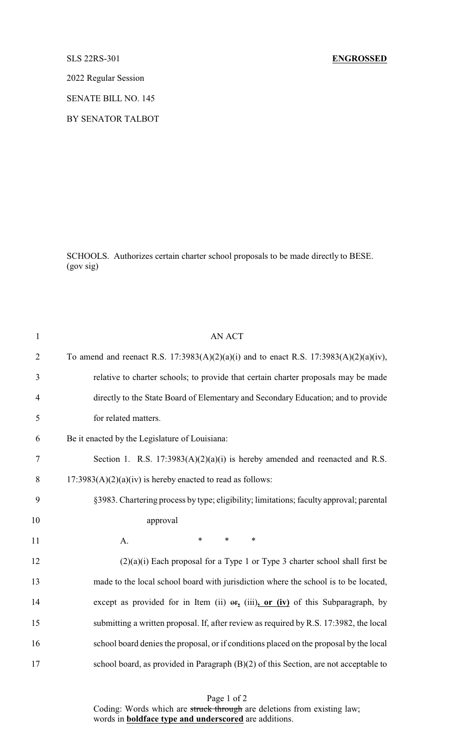SLS 22RS-301 **ENGROSSED**

2022 Regular Session

SENATE BILL NO. 145

BY SENATOR TALBOT

SCHOOLS. Authorizes certain charter school proposals to be made directly to BESE. (gov sig)

1 AN ACT

2 To amend and reenact R.S. 17:3983(A)(2)(a)(i) and to enact R.S. 17:3983(A)(2)(a)(iv),

3 relative to charter schools; to provide that certain charter proposals may be made

4 directly to the State Board of Elementary and Secondary Education; and to provide

5 for related matters.

6 Be it enacted by the Legislature of Louisiana:

7 Section 1. R.S. 17:3983(A)(2)(a)(i) is hereby amended and reenacted and R.S.

8 17:3983(A)(2)(a)(iv) is hereby enacted to read as follows:

9 §3983. Chartering process by type; eligibility; limitations; faculty approval; parental

10 approval

11 A. * * *

12 (2)(a)(i) Each proposal for a Type 1 or Type 3 charter school shall first be

13 made to the local school board with jurisdiction where the school is to be located,

14 except as provided for in Item (ii) ~~or~~**,** (iii)**, or (iv)** of this Subparagraph, by

15 submitting a written proposal. If, after review as required by R.S. 17:3982, the local

16 school board denies the proposal, or if conditions placed on the proposal by the local

17 school board, as provided in Paragraph (B)(2) of this Section, are not acceptable to

Coding: Words which are ~~struck through~~ are deletions from existing law; words in **boldface type and underscored** are additions.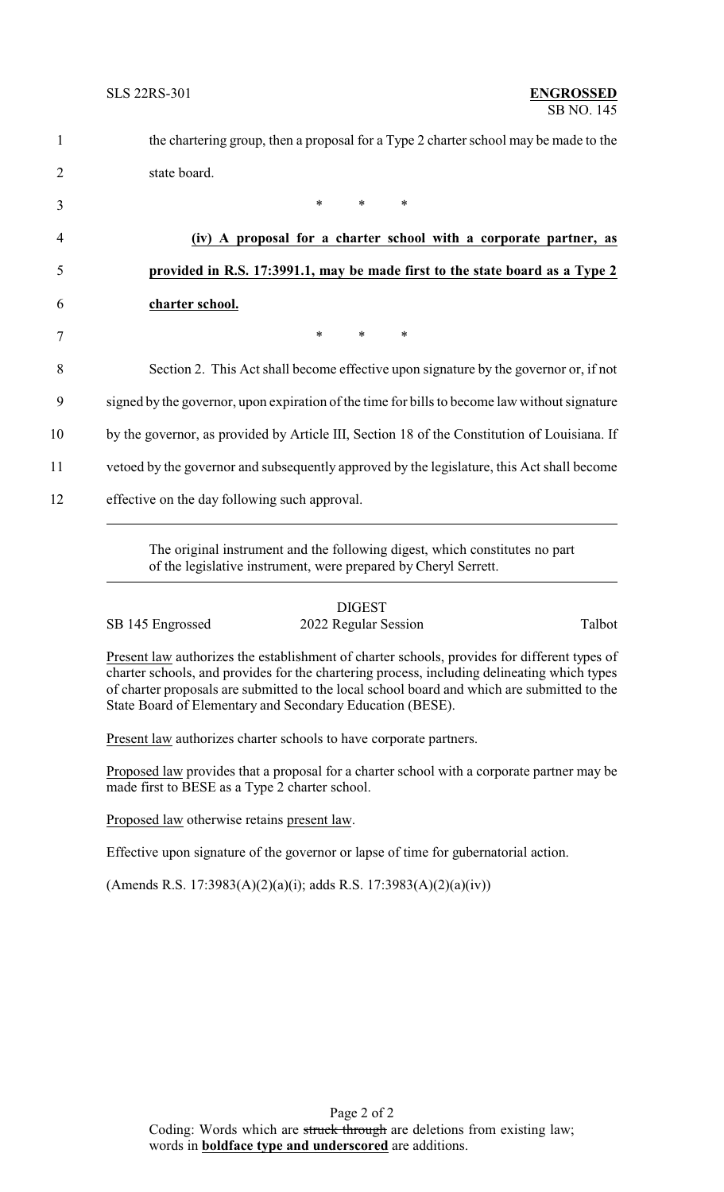the chartering group, then a proposal for a Type 2 charter school may be made to the state board.

\* \* \*

**(iv) A proposal for a charter school with a corporate partner, as provided in R.S. 17:3991.1, may be made first to the state board as a Type 2 charter school.**

\* \* \*

Section 2. This Act shall become effective upon signature by the governor or, if not signed by the governor, upon expiration of the time for bills to become law without signature by the governor, as provided by Article III, Section 18 of the Constitution of Louisiana. If vetoed by the governor and subsequently approved by the legislature, this Act shall become effective on the day following such approval.

---

The original instrument and the following digest, which constitutes no part of the legislative instrument, were prepared by Cheryl Serrett.

---

DIGEST

SB 145 Engrossed — 2022 Regular Session — Talbot

Present law authorizes the establishment of charter schools, provides for different types of charter schools, and provides for the chartering process, including delineating which types of charter proposals are submitted to the local school board and which are submitted to the State Board of Elementary and Secondary Education (BESE).

Present law authorizes charter schools to have corporate partners.

Proposed law provides that a proposal for a charter school with a corporate partner may be made first to BESE as a Type 2 charter school.

Proposed law otherwise retains present law.

Effective upon signature of the governor or lapse of time for gubernatorial action.

(Amends R.S. 17:3983(A)(2)(a)(i); adds R.S. 17:3983(A)(2)(a)(iv))

Coding: Words which are ~~struck through~~ are deletions from existing law; words in **boldface type and underscored** are additions.